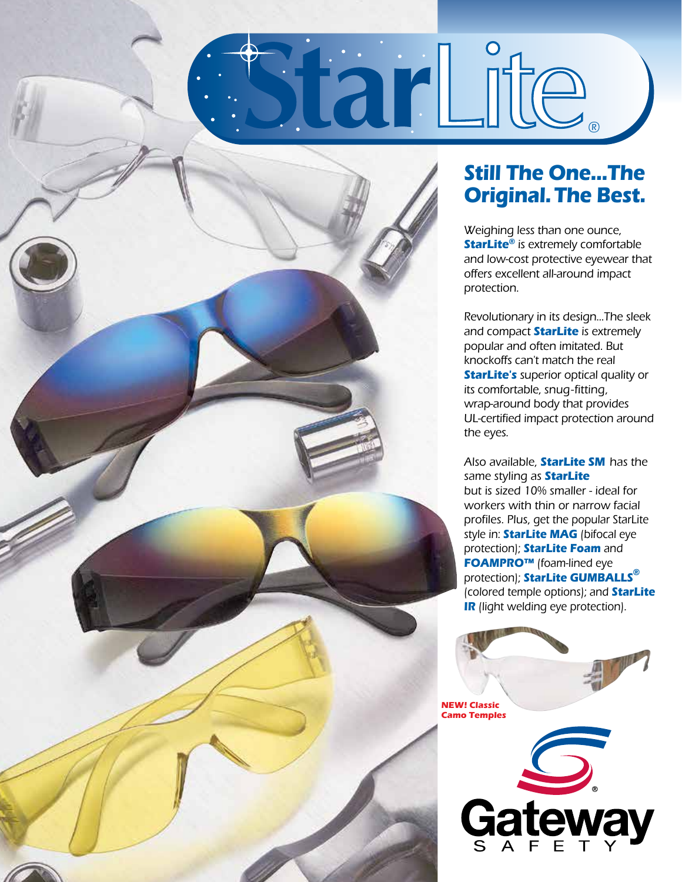# StarLite®

## *Still The One...The Original. The Best.*

*Weighing less than one ounce, **StarLite®** is extremely comfortable and low-cost protective eyewear that offers excellent all-around impact protection.*

*Revolutionary in its design...The sleek and compact **StarLite** is extremely popular and often imitated. But knockoffs can't match the real **StarLite's** superior optical quality or its comfortable, snug-fitting, wrap-around body that provides UL-certified impact protection around the eyes.*

*Also available, **StarLite SM** has the same styling as **StarLite** but is sized 10% smaller - ideal for workers with thin or narrow facial profiles. Plus, get the popular StarLite style in: **StarLite MAG** (bifocal eye protection); **StarLite Foam** and **FOAMPRO™** (foam-lined eye protection); **StarLite GUMBALLS®** (colored temple options); and **StarLite IR** (light welding eye protection).*

***NEW! Classic Camo Temples***

Gateway® SAFETY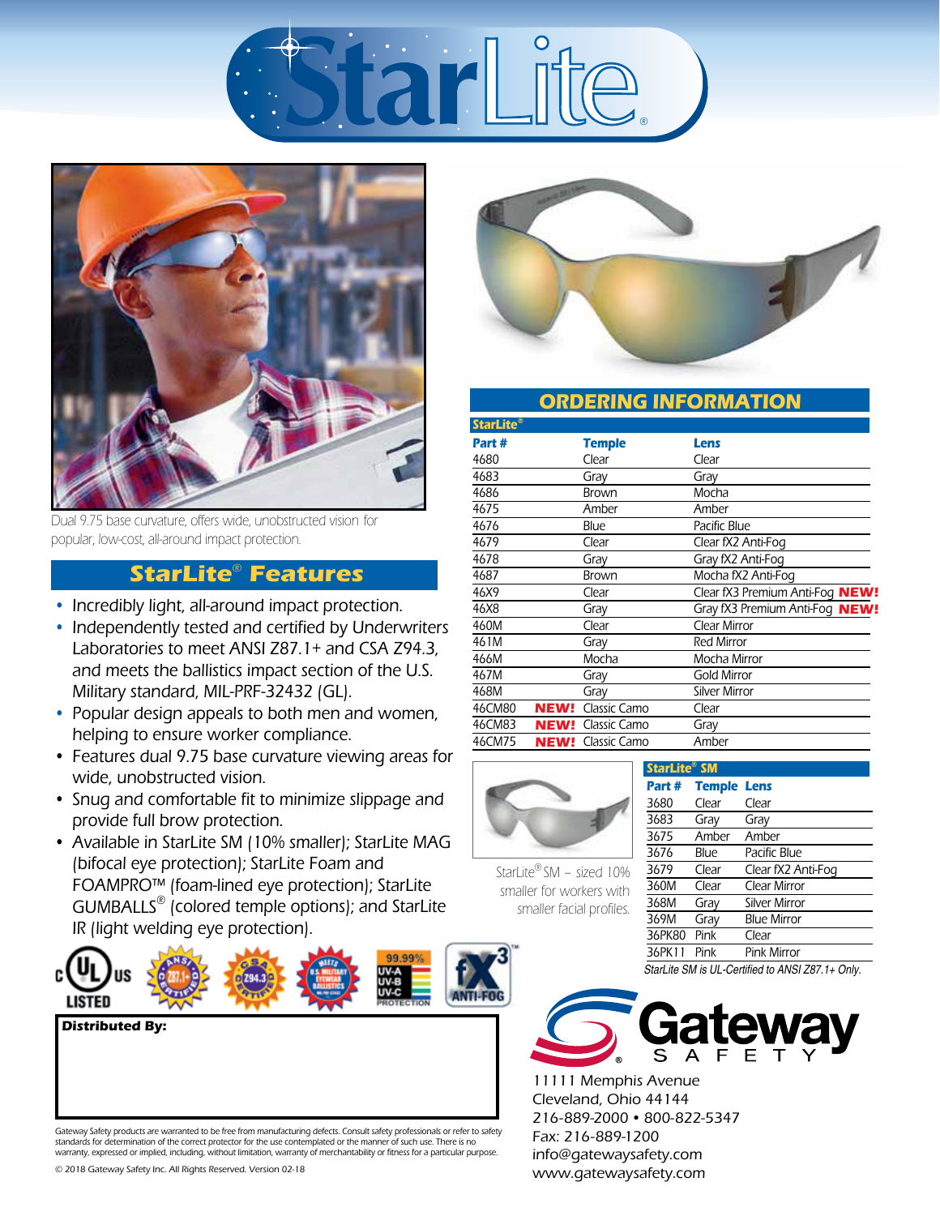# StarLite®

Dual 9.75 base curvature, offers wide, unobstructed vision for popular, low-cost, all-around impact protection.

## StarLite® Features

- Incredibly light, all-around impact protection.
- Independently tested and certified by Underwriters Laboratories to meet ANSI Z87.1+ and CSA Z94.3, and meets the ballistics impact section of the U.S. Military standard, MIL-PRF-32432 (GL).
- Popular design appeals to both men and women, helping to ensure worker compliance.
- Features dual 9.75 base curvature viewing areas for wide, unobstructed vision.
- Snug and comfortable fit to minimize slippage and provide full brow protection.
- Available in StarLite SM (10% smaller); StarLite MAG (bifocal eye protection); StarLite Foam and FOAMPRO™ (foam-lined eye protection); StarLite GUMBALLS® (colored temple options); and StarLite IR (light welding eye protection).

## ORDERING INFORMATION

**StarLite®**

| Part # | Temple | Lens |
|---|---|---|
| 4680 | Clear | Clear |
| 4683 | Gray | Gray |
| 4686 | Brown | Mocha |
| 4675 | Amber | Amber |
| 4676 | Blue | Pacific Blue |
| 4679 | Clear | Clear fX2 Anti-Fog |
| 4678 | Gray | Gray fX2 Anti-Fog |
| 4687 | Brown | Mocha fX2 Anti-Fog |
| 46X9 | Clear | Clear fX3 Premium Anti-Fog **NEW!** |
| 46X8 | Gray | Gray fX3 Premium Anti-Fog **NEW!** |
| 460M | Clear | Clear Mirror |
| 461M | Gray | Red Mirror |
| 466M | Mocha | Mocha Mirror |
| 467M | Gray | Gold Mirror |
| 468M | Gray | Silver Mirror |
| 46CM80 | **NEW!** Classic Camo | Clear |
| 46CM83 | **NEW!** Classic Camo | Gray |
| 46CM75 | **NEW!** Classic Camo | Amber |

StarLite® SM – sized 10% smaller for workers with smaller facial profiles.

**StarLite® SM**

| Part # | Temple | Lens |
|---|---|---|
| 3680 | Clear | Clear |
| 3683 | Gray | Gray |
| 3675 | Amber | Amber |
| 3676 | Blue | Pacific Blue |
| 3679 | Clear | Clear fX2 Anti-Fog |
| 360M | Clear | Clear Mirror |
| 368M | Gray | Silver Mirror |
| 369M | Gray | Blue Mirror |
| 36PK80 | Pink | Clear |
| 36PK11 | Pink | Pink Mirror |

*StarLite SM is UL-Certified to ANSI Z87.1+ Only.*

c UL US LISTED

99.99% UV-A UV-B UV-C PROTECTION

fX3 ANTI-FOG

**Distributed By:**

Gateway Safety

11111 Memphis Avenue
Cleveland, Ohio 44144
216-889-2000 • 800-822-5347
Fax: 216-889-1200
info@gatewaysafety.com
www.gatewaysafety.com

Gateway Safety products are warranted to be free from manufacturing defects. Consult safety professionals or refer to safety standards for determination of the correct protector for the use contemplated or the manner of such use. There is no warranty, expressed or implied, including, without limitation, warranty of merchantability or fitness for a particular purpose.

© 2018 Gateway Safety Inc. All Rights Reserved. Version 02-18